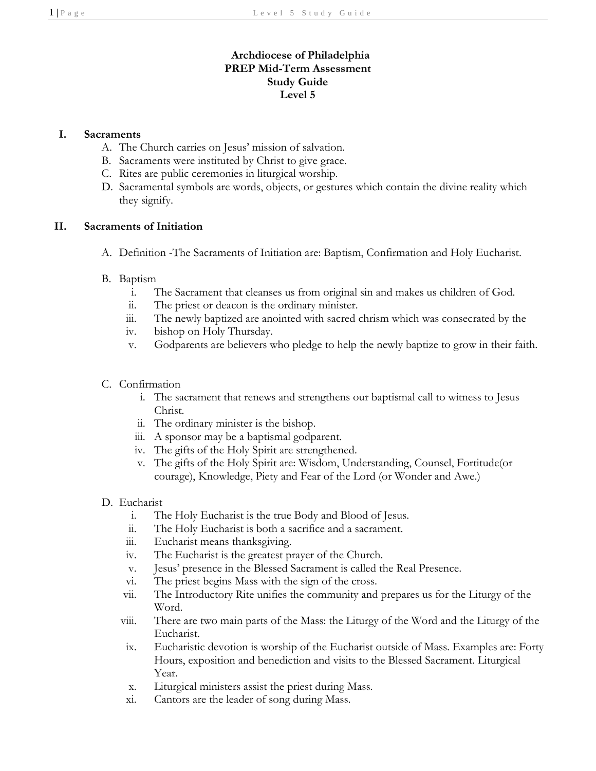**Archdiocese of Philadelphia**
**PREP Mid-Term Assessment**
**Study Guide**
**Level 5**

## I. Sacraments

A. The Church carries on Jesus' mission of salvation.
B. Sacraments were instituted by Christ to give grace.
C. Rites are public ceremonies in liturgical worship.
D. Sacramental symbols are words, objects, or gestures which contain the divine reality which they signify.

## II. Sacraments of Initiation

A. Definition -The Sacraments of Initiation are: Baptism, Confirmation and Holy Eucharist.

B. Baptism
  i. The Sacrament that cleanses us from original sin and makes us children of God.
  ii. The priest or deacon is the ordinary minister.
  iii. The newly baptized are anointed with sacred chrism which was consecrated by the
  iv. bishop on Holy Thursday.
  v. Godparents are believers who pledge to help the newly baptize to grow in their faith.

C. Confirmation
  i. The sacrament that renews and strengthens our baptismal call to witness to Jesus Christ.
  ii. The ordinary minister is the bishop.
  iii. A sponsor may be a baptismal godparent.
  iv. The gifts of the Holy Spirit are strengthened.
  v. The gifts of the Holy Spirit are: Wisdom, Understanding, Counsel, Fortitude(or courage), Knowledge, Piety and Fear of the Lord (or Wonder and Awe.)

D. Eucharist
  i. The Holy Eucharist is the true Body and Blood of Jesus.
  ii. The Holy Eucharist is both a sacrifice and a sacrament.
  iii. Eucharist means thanksgiving.
  iv. The Eucharist is the greatest prayer of the Church.
  v. Jesus' presence in the Blessed Sacrament is called the Real Presence.
  vi. The priest begins Mass with the sign of the cross.
  vii. The Introductory Rite unifies the community and prepares us for the Liturgy of the Word.
  viii. There are two main parts of the Mass: the Liturgy of the Word and the Liturgy of the Eucharist.
  ix. Eucharistic devotion is worship of the Eucharist outside of Mass. Examples are: Forty Hours, exposition and benediction and visits to the Blessed Sacrament. Liturgical Year.
  x. Liturgical ministers assist the priest during Mass.
  xi. Cantors are the leader of song during Mass.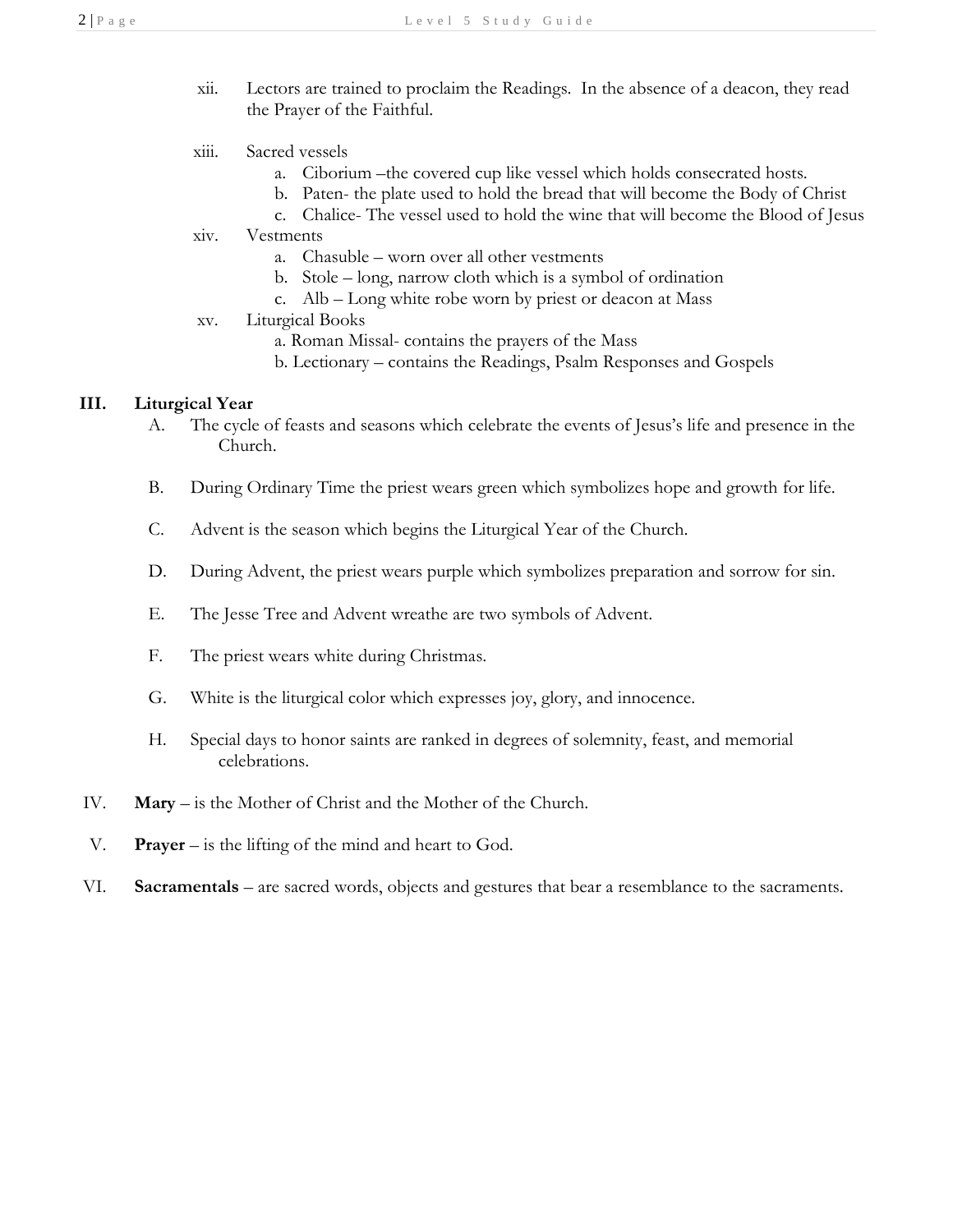xii. Lectors are trained to proclaim the Readings. In the absence of a deacon, they read the Prayer of the Faithful.

xiii. Sacred vessels
   a. Ciborium –the covered cup like vessel which holds consecrated hosts.
   b. Paten- the plate used to hold the bread that will become the Body of Christ
   c. Chalice- The vessel used to hold the wine that will become the Blood of Jesus

xiv. Vestments
   a. Chasuble – worn over all other vestments
   b. Stole – long, narrow cloth which is a symbol of ordination
   c. Alb – Long white robe worn by priest or deacon at Mass

xv. Liturgical Books
   a. Roman Missal- contains the prayers of the Mass
   b. Lectionary – contains the Readings, Psalm Responses and Gospels

## III. Liturgical Year

A. The cycle of feasts and seasons which celebrate the events of Jesus's life and presence in the Church.

B. During Ordinary Time the priest wears green which symbolizes hope and growth for life.

C. Advent is the season which begins the Liturgical Year of the Church.

D. During Advent, the priest wears purple which symbolizes preparation and sorrow for sin.

E. The Jesse Tree and Advent wreathe are two symbols of Advent.

F. The priest wears white during Christmas.

G. White is the liturgical color which expresses joy, glory, and innocence.

H. Special days to honor saints are ranked in degrees of solemnity, feast, and memorial celebrations.

IV. **Mary** – is the Mother of Christ and the Mother of the Church.

V. **Prayer** – is the lifting of the mind and heart to God.

VI. **Sacramentals** – are sacred words, objects and gestures that bear a resemblance to the sacraments.